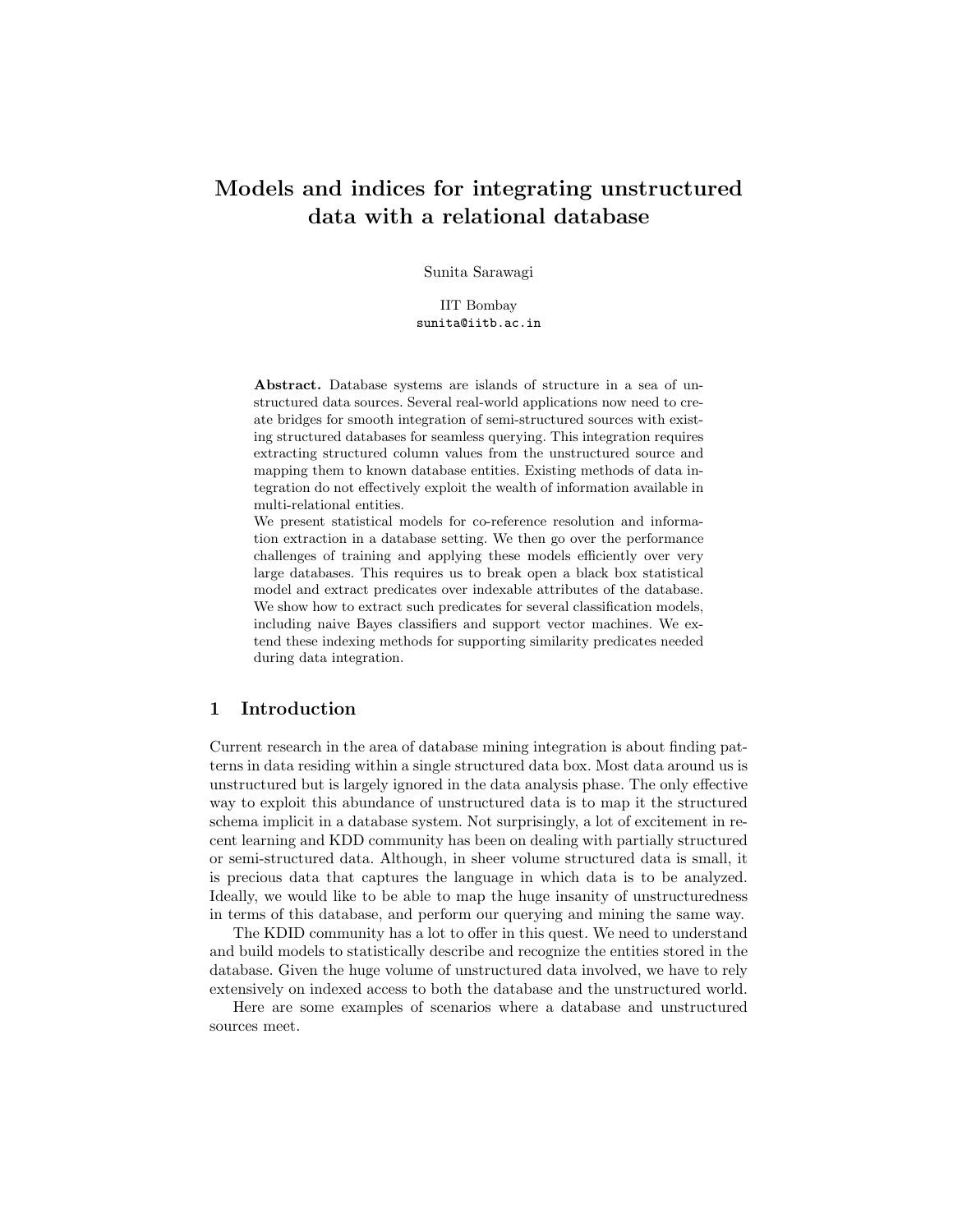# Models and indices for integrating unstructured data with a relational database

Sunita Sarawagi

IIT Bombay
sunita@iitb.ac.in

**Abstract.** Database systems are islands of structure in a sea of unstructured data sources. Several real-world applications now need to create bridges for smooth integration of semi-structured sources with existing structured databases for seamless querying. This integration requires extracting structured column values from the unstructured source and mapping them to known database entities. Existing methods of data integration do not effectively exploit the wealth of information available in multi-relational entities.

We present statistical models for co-reference resolution and information extraction in a database setting. We then go over the performance challenges of training and applying these models efficiently over very large databases. This requires us to break open a black box statistical model and extract predicates over indexable attributes of the database. We show how to extract such predicates for several classification models, including naive Bayes classifiers and support vector machines. We extend these indexing methods for supporting similarity predicates needed during data integration.

## 1 Introduction

Current research in the area of database mining integration is about finding patterns in data residing within a single structured data box. Most data around us is unstructured but is largely ignored in the data analysis phase. The only effective way to exploit this abundance of unstructured data is to map it the structured schema implicit in a database system. Not surprisingly, a lot of excitement in recent learning and KDD community has been on dealing with partially structured or semi-structured data. Although, in sheer volume structured data is small, it is precious data that captures the language in which data is to be analyzed. Ideally, we would like to be able to map the huge insanity of unstructuredness in terms of this database, and perform our querying and mining the same way.

The KDID community has a lot to offer in this quest. We need to understand and build models to statistically describe and recognize the entities stored in the database. Given the huge volume of unstructured data involved, we have to rely extensively on indexed access to both the database and the unstructured world.

Here are some examples of scenarios where a database and unstructured sources meet.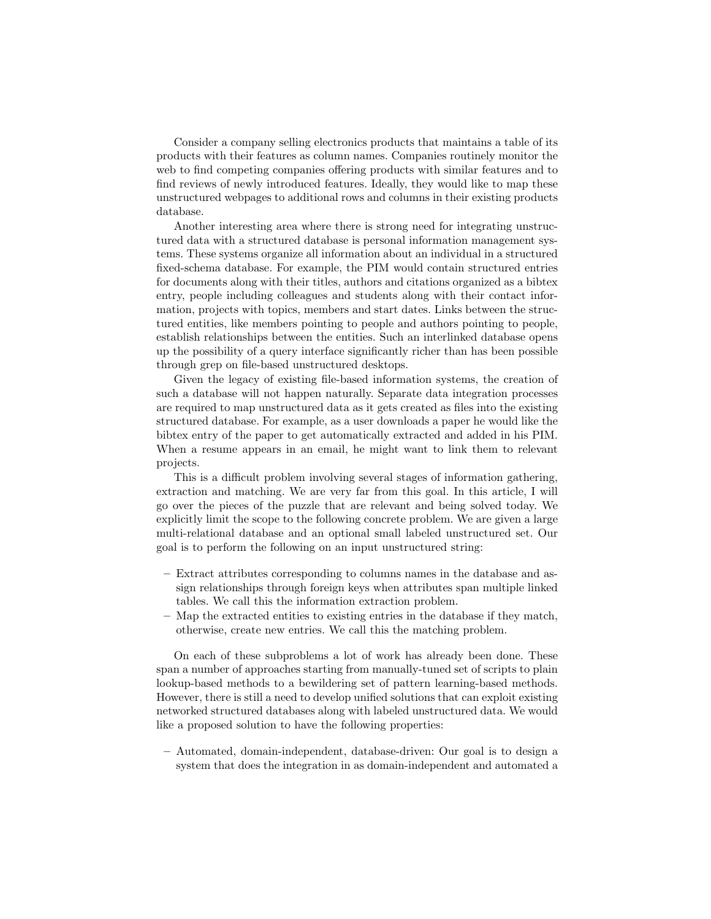Consider a company selling electronics products that maintains a table of its products with their features as column names. Companies routinely monitor the web to find competing companies offering products with similar features and to find reviews of newly introduced features. Ideally, they would like to map these unstructured webpages to additional rows and columns in their existing products database.

Another interesting area where there is strong need for integrating unstructured data with a structured database is personal information management systems. These systems organize all information about an individual in a structured fixed-schema database. For example, the PIM would contain structured entries for documents along with their titles, authors and citations organized as a bibtex entry, people including colleagues and students along with their contact information, projects with topics, members and start dates. Links between the structured entities, like members pointing to people and authors pointing to people, establish relationships between the entities. Such an interlinked database opens up the possibility of a query interface significantly richer than has been possible through grep on file-based unstructured desktops.

Given the legacy of existing file-based information systems, the creation of such a database will not happen naturally. Separate data integration processes are required to map unstructured data as it gets created as files into the existing structured database. For example, as a user downloads a paper he would like the bibtex entry of the paper to get automatically extracted and added in his PIM. When a resume appears in an email, he might want to link them to relevant projects.

This is a difficult problem involving several stages of information gathering, extraction and matching. We are very far from this goal. In this article, I will go over the pieces of the puzzle that are relevant and being solved today. We explicitly limit the scope to the following concrete problem. We are given a large multi-relational database and an optional small labeled unstructured set. Our goal is to perform the following on an input unstructured string:

- Extract attributes corresponding to columns names in the database and assign relationships through foreign keys when attributes span multiple linked tables. We call this the information extraction problem.
- Map the extracted entities to existing entries in the database if they match, otherwise, create new entries. We call this the matching problem.

On each of these subproblems a lot of work has already been done. These span a number of approaches starting from manually-tuned set of scripts to plain lookup-based methods to a bewildering set of pattern learning-based methods. However, there is still a need to develop unified solutions that can exploit existing networked structured databases along with labeled unstructured data. We would like a proposed solution to have the following properties:

- Automated, domain-independent, database-driven: Our goal is to design a system that does the integration in as domain-independent and automated a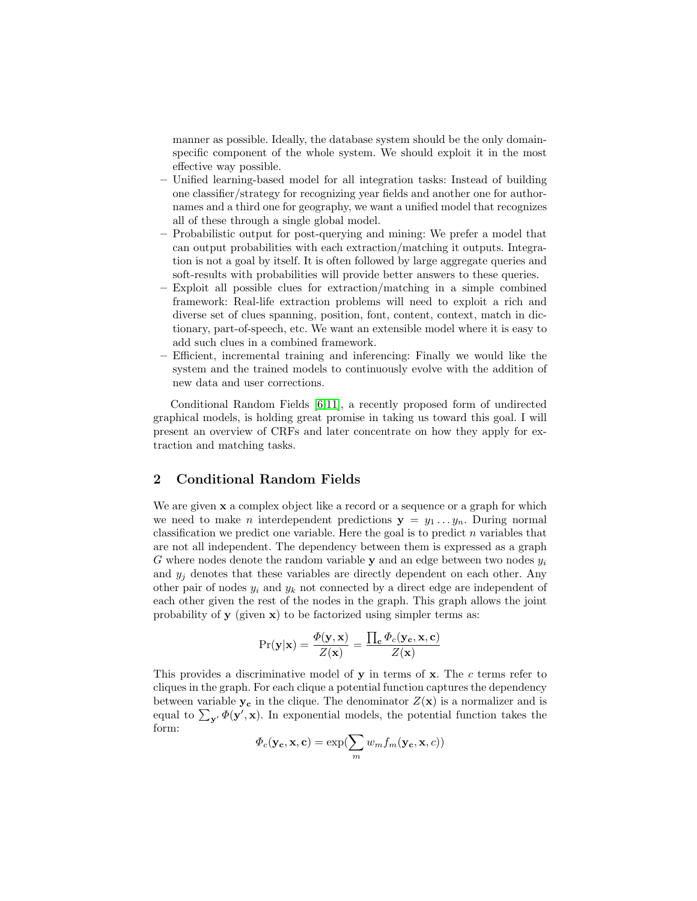manner as possible. Ideally, the database system should be the only domain-specific component of the whole system. We should exploit it in the most effective way possible.

- Unified learning-based model for all integration tasks: Instead of building one classifier/strategy for recognizing year fields and another one for author-names and a third one for geography, we want a unified model that recognizes all of these through a single global model.
- Probabilistic output for post-querying and mining: We prefer a model that can output probabilities with each extraction/matching it outputs. Integration is not a goal by itself. It is often followed by large aggregate queries and soft-results with probabilities will provide better answers to these queries.
- Exploit all possible clues for extraction/matching in a simple combined framework: Real-life extraction problems will need to exploit a rich and diverse set of clues spanning, position, font, content, context, match in dictionary, part-of-speech, etc. We want an extensible model where it is easy to add such clues in a combined framework.
- Efficient, incremental training and inferencing: Finally we would like the system and the trained models to continuously evolve with the addition of new data and user corrections.

Conditional Random Fields [6,11], a recently proposed form of undirected graphical models, is holding great promise in taking us toward this goal. I will present an overview of CRFs and later concentrate on how they apply for extraction and matching tasks.

## 2 Conditional Random Fields

We are given $\mathbf{x}$ a complex object like a record or a sequence or a graph for which we need to make $n$ interdependent predictions $\mathbf{y} = y_1 \ldots y_n$. During normal classification we predict one variable. Here the goal is to predict $n$ variables that are not all independent. The dependency between them is expressed as a graph $G$ where nodes denote the random variable $\mathbf{y}$ and an edge between two nodes $y_i$ and $y_j$ denotes that these variables are directly dependent on each other. Any other pair of nodes $y_i$ and $y_k$ not connected by a direct edge are independent of each other given the rest of the nodes in the graph. This graph allows the joint probability of $\mathbf{y}$ (given $\mathbf{x}$) to be factorized using simpler terms as:

$$\Pr(\mathbf{y}|\mathbf{x}) = \frac{\Phi(\mathbf{y}, \mathbf{x})}{Z(\mathbf{x})} = \frac{\prod_{\mathbf{c}} \Phi_c(\mathbf{y_c}, \mathbf{x}, \mathbf{c})}{Z(\mathbf{x})}$$

This provides a discriminative model of $\mathbf{y}$ in terms of $\mathbf{x}$. The $c$ terms refer to cliques in the graph. For each clique a potential function captures the dependency between variable $\mathbf{y_c}$ in the clique. The denominator $Z(\mathbf{x})$ is a normalizer and is equal to $\sum_{\mathbf{y}'} \Phi(\mathbf{y}', \mathbf{x})$. In exponential models, the potential function takes the form:

$$\Phi_c(\mathbf{y_c}, \mathbf{x}, \mathbf{c}) = \exp(\sum_m w_m f_m(\mathbf{y_c}, \mathbf{x}, c))$$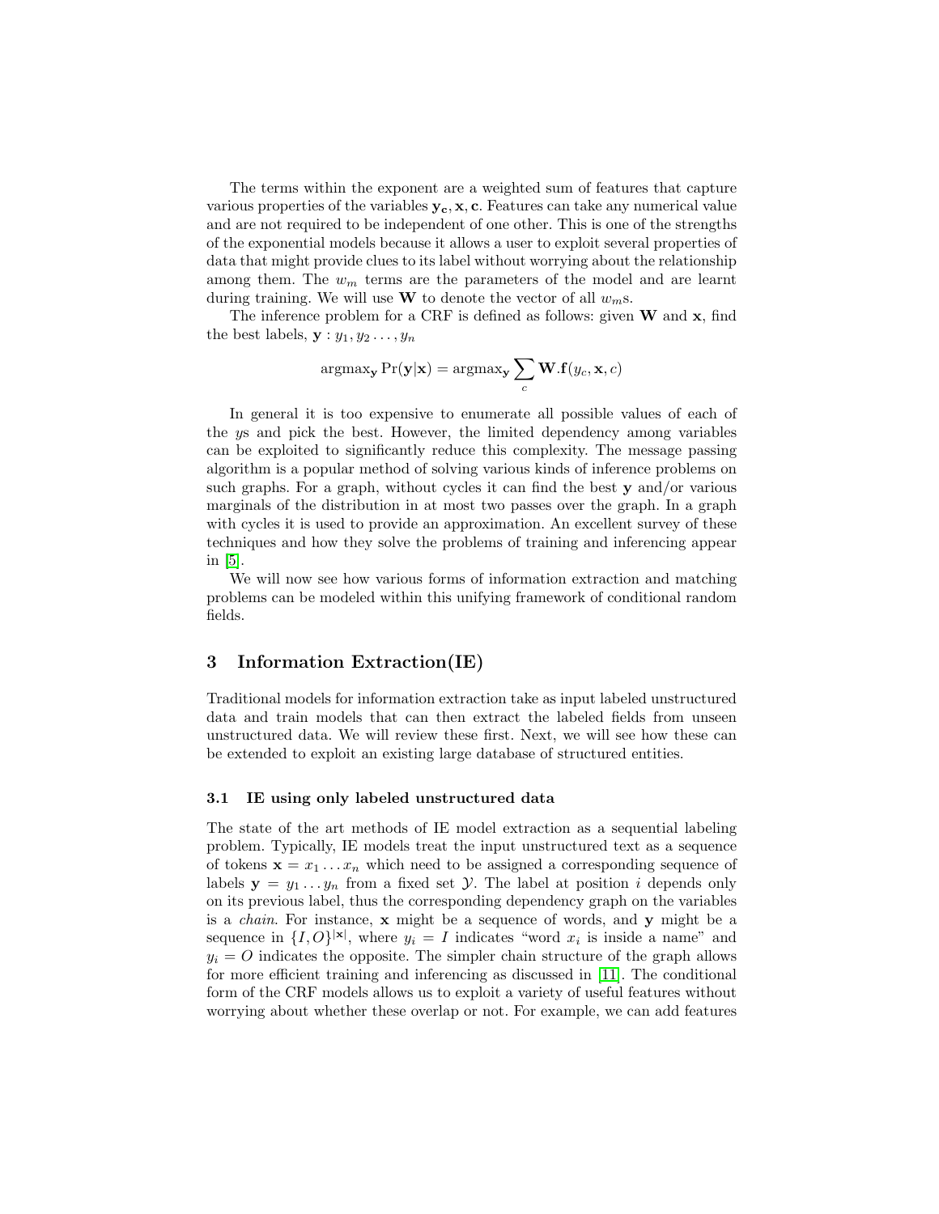The terms within the exponent are a weighted sum of features that capture various properties of the variables $\mathbf{y_c}, \mathbf{x}, \mathbf{c}$. Features can take any numerical value and are not required to be independent of one other. This is one of the strengths of the exponential models because it allows a user to exploit several properties of data that might provide clues to its label without worrying about the relationship among them. The $w_m$ terms are the parameters of the model and are learnt during training. We will use $\mathbf{W}$ to denote the vector of all $w_m$s.

The inference problem for a CRF is defined as follows: given $\mathbf{W}$ and $\mathbf{x}$, find the best labels, $\mathbf{y} : y_1, y_2 \ldots, y_n$

$$\text{argmax}_{\mathbf{y}} \Pr(\mathbf{y}|\mathbf{x}) = \text{argmax}_{\mathbf{y}} \sum_c \mathbf{W}.\mathbf{f}(y_c, \mathbf{x}, c)$$

In general it is too expensive to enumerate all possible values of each of the $y$s and pick the best. However, the limited dependency among variables can be exploited to significantly reduce this complexity. The message passing algorithm is a popular method of solving various kinds of inference problems on such graphs. For a graph, without cycles it can find the best $\mathbf{y}$ and/or various marginals of the distribution in at most two passes over the graph. In a graph with cycles it is used to provide an approximation. An excellent survey of these techniques and how they solve the problems of training and inferencing appear in [5].

We will now see how various forms of information extraction and matching problems can be modeled within this unifying framework of conditional random fields.

## 3 Information Extraction(IE)

Traditional models for information extraction take as input labeled unstructured data and train models that can then extract the labeled fields from unseen unstructured data. We will review these first. Next, we will see how these can be extended to exploit an existing large database of structured entities.

### 3.1 IE using only labeled unstructured data

The state of the art methods of IE model extraction as a sequential labeling problem. Typically, IE models treat the input unstructured text as a sequence of tokens $\mathbf{x} = x_1 \ldots x_n$ which need to be assigned a corresponding sequence of labels $\mathbf{y} = y_1 \ldots y_n$ from a fixed set $\mathcal{Y}$. The label at position $i$ depends only on its previous label, thus the corresponding dependency graph on the variables is a *chain*. For instance, $\mathbf{x}$ might be a sequence of words, and $\mathbf{y}$ might be a sequence in $\{I, O\}^{|\mathbf{x}|}$, where $y_i = I$ indicates "word $x_i$ is inside a name" and $y_i = O$ indicates the opposite. The simpler chain structure of the graph allows for more efficient training and inferencing as discussed in [11]. The conditional form of the CRF models allows us to exploit a variety of useful features without worrying about whether these overlap or not. For example, we can add features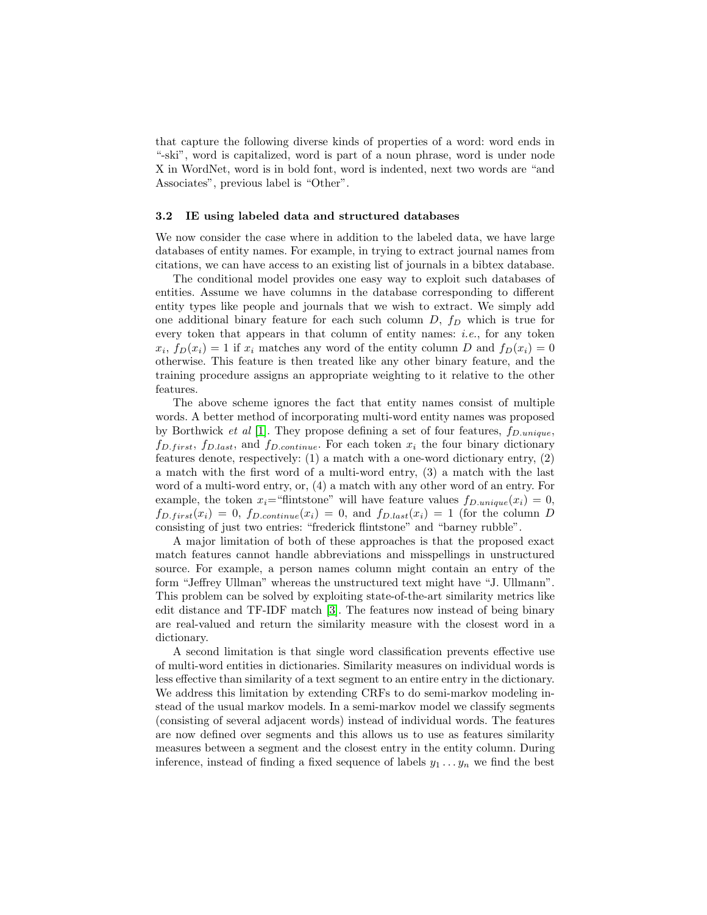that capture the following diverse kinds of properties of a word: word ends in "-ski", word is capitalized, word is part of a noun phrase, word is under node X in WordNet, word is in bold font, word is indented, next two words are "and Associates", previous label is "Other".

### 3.2 IE using labeled data and structured databases

We now consider the case where in addition to the labeled data, we have large databases of entity names. For example, in trying to extract journal names from citations, we can have access to an existing list of journals in a bibtex database.

The conditional model provides one easy way to exploit such databases of entities. Assume we have columns in the database corresponding to different entity types like people and journals that we wish to extract. We simply add one additional binary feature for each such column $D$, $f_D$ which is true for every token that appears in that column of entity names: *i.e.*, for any token $x_i$, $f_D(x_i) = 1$ if $x_i$ matches any word of the entity column $D$ and $f_D(x_i) = 0$ otherwise. This feature is then treated like any other binary feature, and the training procedure assigns an appropriate weighting to it relative to the other features.

The above scheme ignores the fact that entity names consist of multiple words. A better method of incorporating multi-word entity names was proposed by Borthwick *et al* [1]. They propose defining a set of four features, $f_{D.unique}$, $f_{D.first}$, $f_{D.last}$, and $f_{D.continue}$. For each token $x_i$ the four binary dictionary features denote, respectively: (1) a match with a one-word dictionary entry, (2) a match with the first word of a multi-word entry, (3) a match with the last word of a multi-word entry, or, (4) a match with any other word of an entry. For example, the token $x_i$="flintstone" will have feature values $f_{D.unique}(x_i) = 0$, $f_{D.first}(x_i) = 0$, $f_{D.continue}(x_i) = 0$, and $f_{D.last}(x_i) = 1$ (for the column $D$ consisting of just two entries: "frederick flintstone" and "barney rubble".

A major limitation of both of these approaches is that the proposed exact match features cannot handle abbreviations and misspellings in unstructured source. For example, a person names column might contain an entry of the form "Jeffrey Ullman" whereas the unstructured text might have "J. Ullmann". This problem can be solved by exploiting state-of-the-art similarity metrics like edit distance and TF-IDF match [3]. The features now instead of being binary are real-valued and return the similarity measure with the closest word in a dictionary.

A second limitation is that single word classification prevents effective use of multi-word entities in dictionaries. Similarity measures on individual words is less effective than similarity of a text segment to an entire entry in the dictionary. We address this limitation by extending CRFs to do semi-markov modeling instead of the usual markov models. In a semi-markov model we classify segments (consisting of several adjacent words) instead of individual words. The features are now defined over segments and this allows us to use as features similarity measures between a segment and the closest entry in the entity column. During inference, instead of finding a fixed sequence of labels $y_1 \dots y_n$ we find the best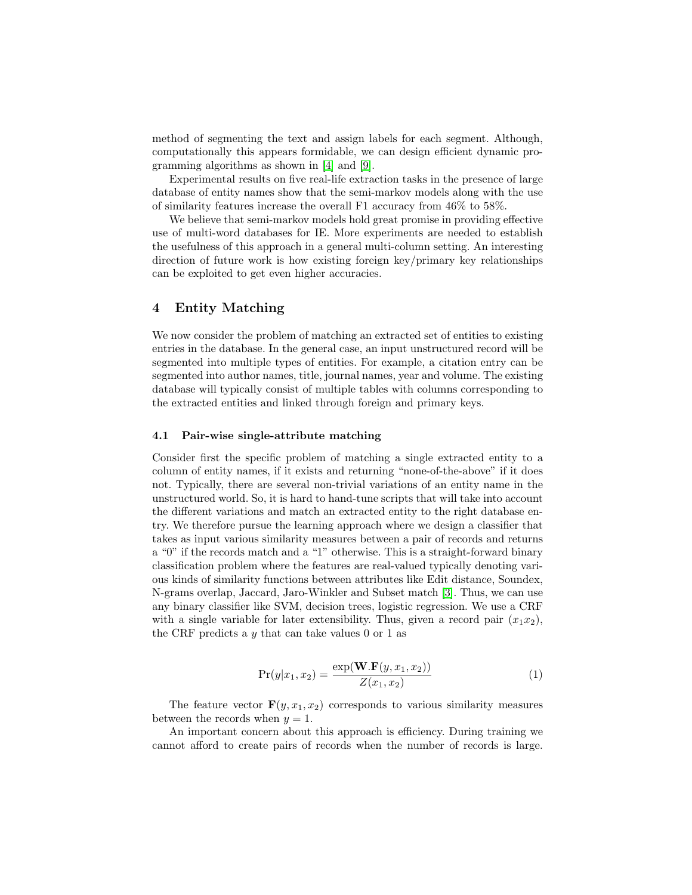method of segmenting the text and assign labels for each segment. Although, computationally this appears formidable, we can design efficient dynamic programming algorithms as shown in [4] and [9].

Experimental results on five real-life extraction tasks in the presence of large database of entity names show that the semi-markov models along with the use of similarity features increase the overall F1 accuracy from 46% to 58%.

We believe that semi-markov models hold great promise in providing effective use of multi-word databases for IE. More experiments are needed to establish the usefulness of this approach in a general multi-column setting. An interesting direction of future work is how existing foreign key/primary key relationships can be exploited to get even higher accuracies.

## 4 Entity Matching

We now consider the problem of matching an extracted set of entities to existing entries in the database. In the general case, an input unstructured record will be segmented into multiple types of entities. For example, a citation entry can be segmented into author names, title, journal names, year and volume. The existing database will typically consist of multiple tables with columns corresponding to the extracted entities and linked through foreign and primary keys.

### 4.1 Pair-wise single-attribute matching

Consider first the specific problem of matching a single extracted entity to a column of entity names, if it exists and returning "none-of-the-above" if it does not. Typically, there are several non-trivial variations of an entity name in the unstructured world. So, it is hard to hand-tune scripts that will take into account the different variations and match an extracted entity to the right database entry. We therefore pursue the learning approach where we design a classifier that takes as input various similarity measures between a pair of records and returns a "0" if the records match and a "1" otherwise. This is a straight-forward binary classification problem where the features are real-valued typically denoting various kinds of similarity functions between attributes like Edit distance, Soundex, N-grams overlap, Jaccard, Jaro-Winkler and Subset match [3]. Thus, we can use any binary classifier like SVM, decision trees, logistic regression. We use a CRF with a single variable for later extensibility. Thus, given a record pair $(x_1 x_2)$, the CRF predicts a $y$ that can take values 0 or 1 as

$$\Pr(y|x_1, x_2) = \frac{\exp(\mathbf{W}.\mathbf{F}(y, x_1, x_2))}{Z(x_1, x_2)} \tag{1}$$

The feature vector $\mathbf{F}(y, x_1, x_2)$ corresponds to various similarity measures between the records when $y = 1$.

An important concern about this approach is efficiency. During training we cannot afford to create pairs of records when the number of records is large.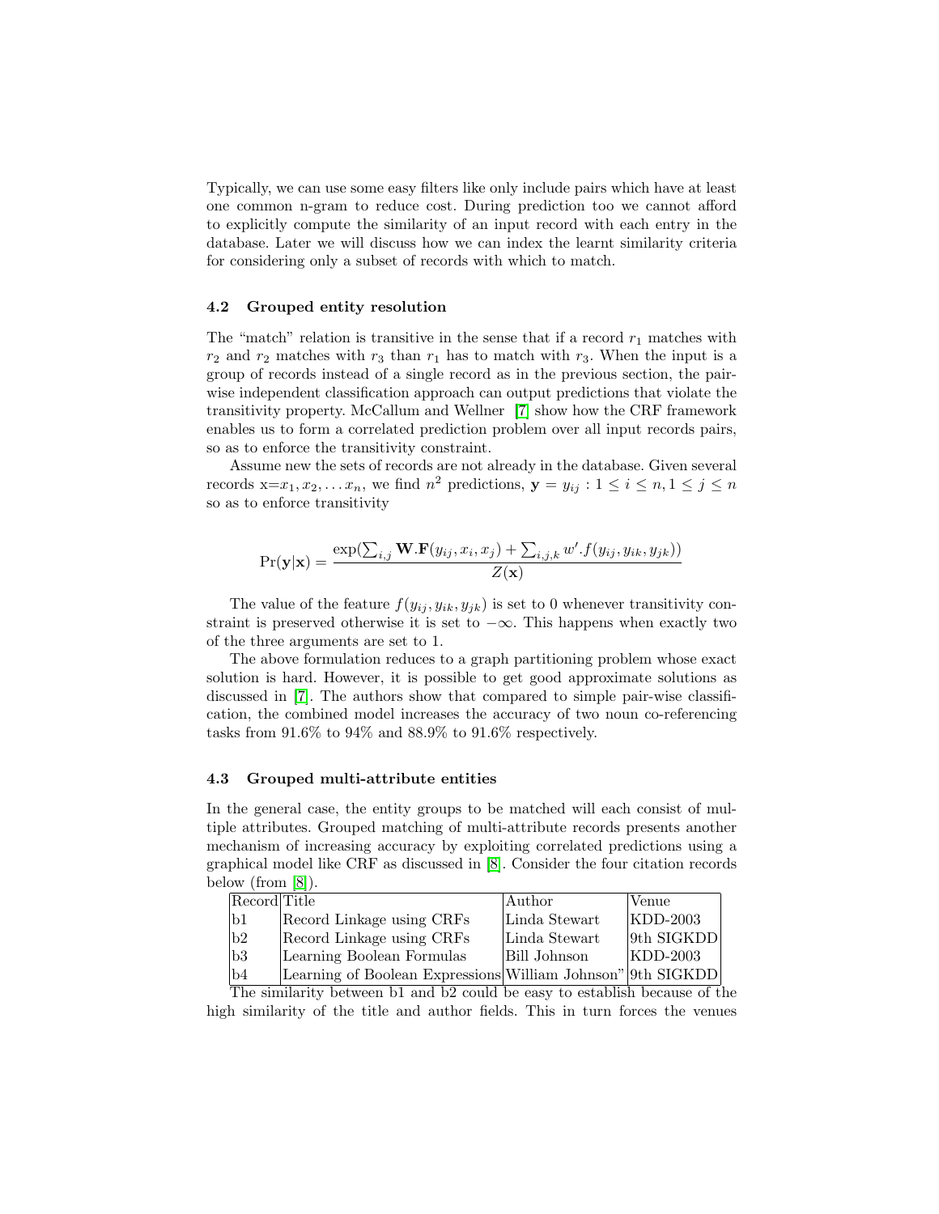Typically, we can use some easy filters like only include pairs which have at least one common n-gram to reduce cost. During prediction too we cannot afford to explicitly compute the similarity of an input record with each entry in the database. Later we will discuss how we can index the learnt similarity criteria for considering only a subset of records with which to match.

### 4.2 Grouped entity resolution

The "match" relation is transitive in the sense that if a record $r_1$ matches with $r_2$ and $r_2$ matches with $r_3$ than $r_1$ has to match with $r_3$. When the input is a group of records instead of a single record as in the previous section, the pair-wise independent classification approach can output predictions that violate the transitivity property. McCallum and Wellner [7] show how the CRF framework enables us to form a correlated prediction problem over all input records pairs, so as to enforce the transitivity constraint.

Assume new the sets of records are not already in the database. Given several records x=$x_1, x_2, \ldots x_n$, we find $n^2$ predictions, $\mathbf{y} = y_{ij} : 1 \leq i \leq n, 1 \leq j \leq n$ so as to enforce transitivity

$$\Pr(\mathbf{y}|\mathbf{x}) = \frac{\exp(\sum_{i,j} \mathbf{W}.\mathbf{F}(y_{ij}, x_i, x_j) + \sum_{i,j,k} w'.f(y_{ij}, y_{ik}, y_{jk}))}{Z(\mathbf{x})}$$

The value of the feature $f(y_{ij}, y_{ik}, y_{jk})$ is set to 0 whenever transitivity constraint is preserved otherwise it is set to $-\infty$. This happens when exactly two of the three arguments are set to 1.

The above formulation reduces to a graph partitioning problem whose exact solution is hard. However, it is possible to get good approximate solutions as discussed in [7]. The authors show that compared to simple pair-wise classification, the combined model increases the accuracy of two noun co-referencing tasks from 91.6% to 94% and 88.9% to 91.6% respectively.

### 4.3 Grouped multi-attribute entities

In the general case, the entity groups to be matched will each consist of multiple attributes. Grouped matching of multi-attribute records presents another mechanism of increasing accuracy by exploiting correlated predictions using a graphical model like CRF as discussed in [8]. Consider the four citation records below (from [8]).

| Record | Title | Author | Venue |
|---|---|---|---|
| b1 | Record Linkage using CRFs | Linda Stewart | KDD-2003 |
| b2 | Record Linkage using CRFs | Linda Stewart | 9th SIGKDD |
| b3 | Learning Boolean Formulas | Bill Johnson | KDD-2003 |
| b4 | Learning of Boolean Expressions | William Johnson" | 9th SIGKDD |

The similarity between b1 and b2 could be easy to establish because of the high similarity of the title and author fields. This in turn forces the venues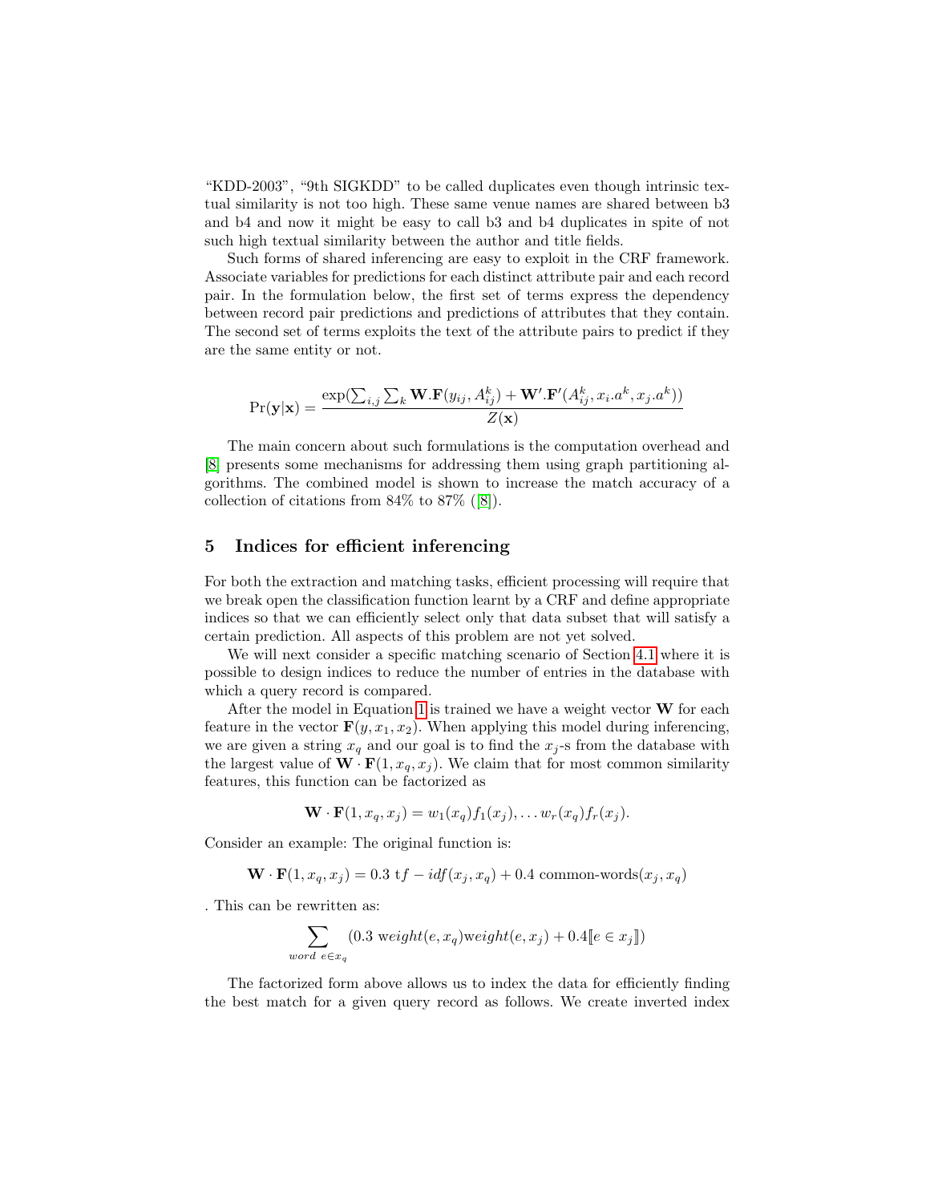"KDD-2003", "9th SIGKDD" to be called duplicates even though intrinsic textual similarity is not too high. These same venue names are shared between b3 and b4 and now it might be easy to call b3 and b4 duplicates in spite of not such high textual similarity between the author and title fields.

Such forms of shared inferencing are easy to exploit in the CRF framework. Associate variables for predictions for each distinct attribute pair and each record pair. In the formulation below, the first set of terms express the dependency between record pair predictions and predictions of attributes that they contain. The second set of terms exploits the text of the attribute pairs to predict if they are the same entity or not.

$$\Pr(\mathbf{y}|\mathbf{x}) = \frac{\exp(\sum_{i,j}\sum_{k}\mathbf{W}.\mathbf{F}(y_{ij}, A^k_{ij}) + \mathbf{W}'.\mathbf{F}'(A^k_{ij}, x_i.a^k, x_j.a^k))}{Z(\mathbf{x})}$$

The main concern about such formulations is the computation overhead and [8] presents some mechanisms for addressing them using graph partitioning algorithms. The combined model is shown to increase the match accuracy of a collection of citations from 84% to 87% ([8]).

## 5 Indices for efficient inferencing

For both the extraction and matching tasks, efficient processing will require that we break open the classification function learnt by a CRF and define appropriate indices so that we can efficiently select only that data subset that will satisfy a certain prediction. All aspects of this problem are not yet solved.

We will next consider a specific matching scenario of Section 4.1 where it is possible to design indices to reduce the number of entries in the database with which a query record is compared.

After the model in Equation 1 is trained we have a weight vector $\mathbf{W}$ for each feature in the vector $\mathbf{F}(y, x_1, x_2)$. When applying this model during inferencing, we are given a string $x_q$ and our goal is to find the $x_j$-s from the database with the largest value of $\mathbf{W} \cdot \mathbf{F}(1, x_q, x_j)$. We claim that for most common similarity features, this function can be factorized as

$$\mathbf{W} \cdot \mathbf{F}(1, x_q, x_j) = w_1(x_q)f_1(x_j), \ldots w_r(x_q)f_r(x_j).$$

Consider an example: The original function is:

$$\mathbf{W} \cdot \mathbf{F}(1, x_q, x_j) = 0.3 \text{ t}f-idf(x_j, x_q) + 0.4 \text{ common-words}(x_j, x_q)$$

. This can be rewritten as:

$$\sum_{word\ e \in x_q} (0.3 \text{ w}eight(e, x_q)weight(e, x_j) + 0.4[\![e \in x_j]\!])$$

The factorized form above allows us to index the data for efficiently finding the best match for a given query record as follows. We create inverted index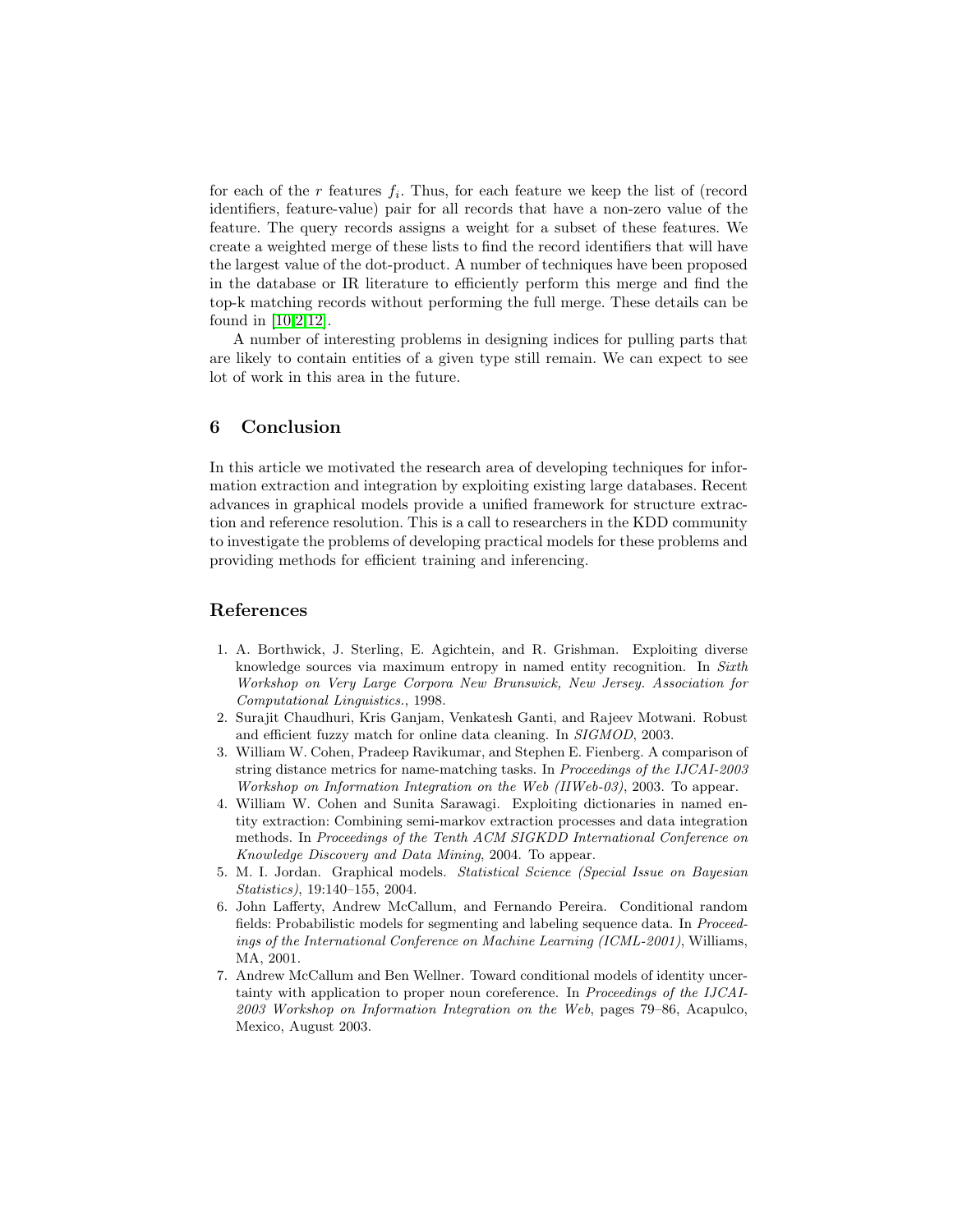for each of the $r$ features $f_i$. Thus, for each feature we keep the list of (record identifiers, feature-value) pair for all records that have a non-zero value of the feature. The query records assigns a weight for a subset of these features. We create a weighted merge of these lists to find the record identifiers that will have the largest value of the dot-product. A number of techniques have been proposed in the database or IR literature to efficiently perform this merge and find the top-k matching records without performing the full merge. These details can be found in [10,2,12].

A number of interesting problems in designing indices for pulling parts that are likely to contain entities of a given type still remain. We can expect to see lot of work in this area in the future.

## 6 Conclusion

In this article we motivated the research area of developing techniques for information extraction and integration by exploiting existing large databases. Recent advances in graphical models provide a unified framework for structure extraction and reference resolution. This is a call to researchers in the KDD community to investigate the problems of developing practical models for these problems and providing methods for efficient training and inferencing.

## References

1. A. Borthwick, J. Sterling, E. Agichtein, and R. Grishman. Exploiting diverse knowledge sources via maximum entropy in named entity recognition. In *Sixth Workshop on Very Large Corpora New Brunswick, New Jersey. Association for Computational Linguistics.*, 1998.
2. Surajit Chaudhuri, Kris Ganjam, Venkatesh Ganti, and Rajeev Motwani. Robust and efficient fuzzy match for online data cleaning. In *SIGMOD*, 2003.
3. William W. Cohen, Pradeep Ravikumar, and Stephen E. Fienberg. A comparison of string distance metrics for name-matching tasks. In *Proceedings of the IJCAI-2003 Workshop on Information Integration on the Web (IIWeb-03)*, 2003. To appear.
4. William W. Cohen and Sunita Sarawagi. Exploiting dictionaries in named entity extraction: Combining semi-markov extraction processes and data integration methods. In *Proceedings of the Tenth ACM SIGKDD International Conference on Knowledge Discovery and Data Mining*, 2004. To appear.
5. M. I. Jordan. Graphical models. *Statistical Science (Special Issue on Bayesian Statistics)*, 19:140–155, 2004.
6. John Lafferty, Andrew McCallum, and Fernando Pereira. Conditional random fields: Probabilistic models for segmenting and labeling sequence data. In *Proceedings of the International Conference on Machine Learning (ICML-2001)*, Williams, MA, 2001.
7. Andrew McCallum and Ben Wellner. Toward conditional models of identity uncertainty with application to proper noun coreference. In *Proceedings of the IJCAI-2003 Workshop on Information Integration on the Web*, pages 79–86, Acapulco, Mexico, August 2003.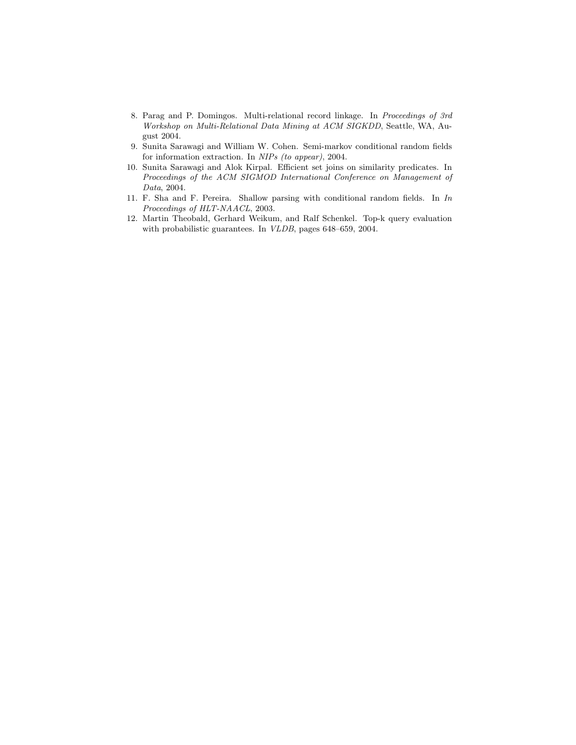8. Parag and P. Domingos. Multi-relational record linkage. In *Proceedings of 3rd Workshop on Multi-Relational Data Mining at ACM SIGKDD*, Seattle, WA, August 2004.
9. Sunita Sarawagi and William W. Cohen. Semi-markov conditional random fields for information extraction. In *NIPs (to appear)*, 2004.
10. Sunita Sarawagi and Alok Kirpal. Efficient set joins on similarity predicates. In *Proceedings of the ACM SIGMOD International Conference on Management of Data*, 2004.
11. F. Sha and F. Pereira. Shallow parsing with conditional random fields. In *In Proceedings of HLT-NAACL*, 2003.
12. Martin Theobald, Gerhard Weikum, and Ralf Schenkel. Top-k query evaluation with probabilistic guarantees. In *VLDB*, pages 648–659, 2004.